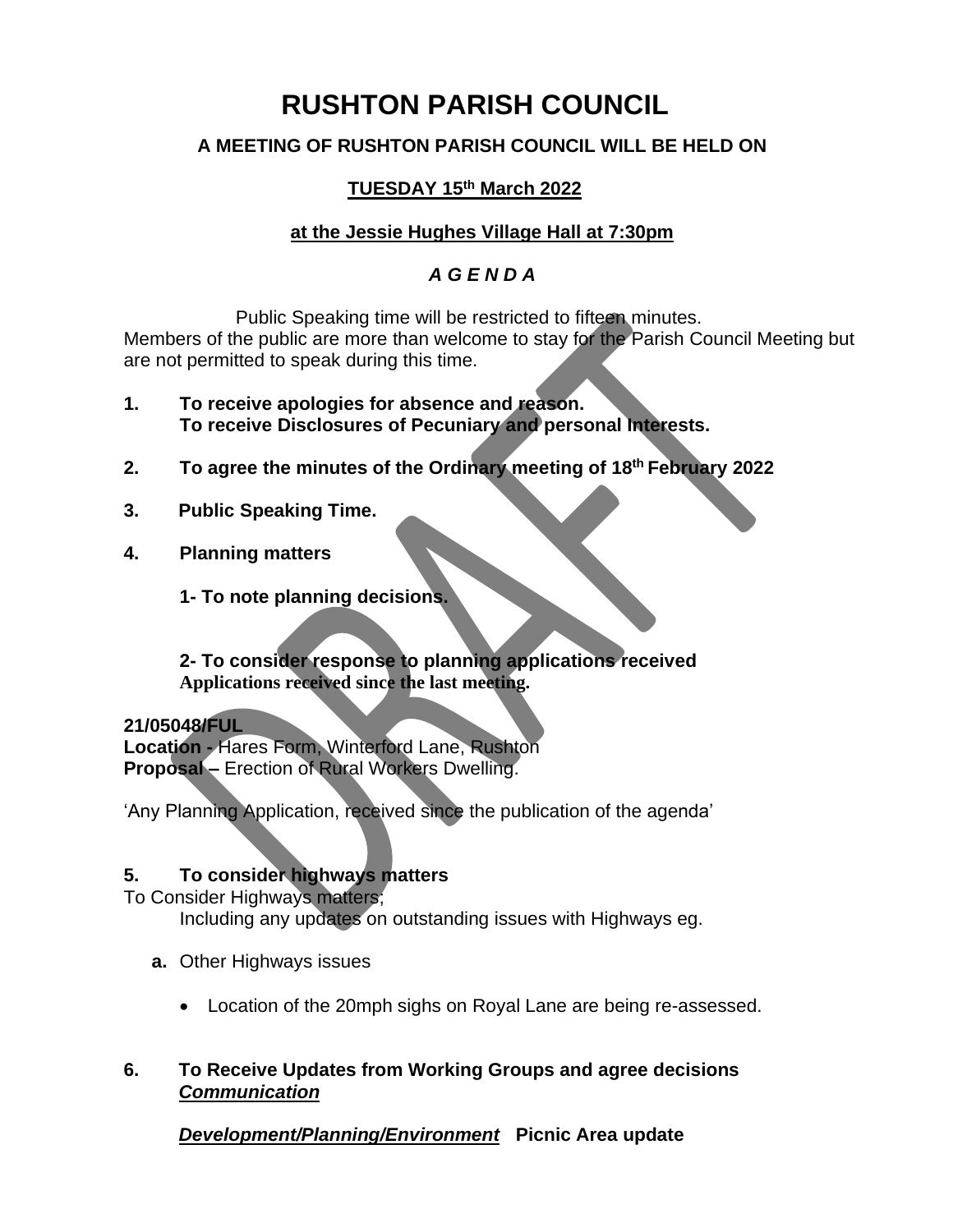# RUSHTON PARISH COUNCIL

**A MEETING OF RUSHTON PARISH COUNCIL WILL BE HELD ON**

**TUESDAY 15th March 2022**

**at the Jessie Hughes Village Hall at 7:30pm**

***A G E N D A***

Public Speaking time will be restricted to fifteen minutes.
Members of the public are more than welcome to stay for the Parish Council Meeting but are not permitted to speak during this time.

**1. To receive apologies for absence and reason.**
**To receive Disclosures of Pecuniary and personal Interests.**

**2. To agree the minutes of the Ordinary meeting of 18th February 2022**

**3. Public Speaking Time.**

**4. Planning matters**

**1- To note planning decisions.**

**2- To consider response to planning applications received**
**Applications received since the last meeting.**

**21/05048/FUL**
**Location -** Hares Form, Winterford Lane, Rushton
**Proposal –** Erection of Rural Workers Dwelling.

'Any Planning Application, received since the publication of the agenda'

**5. To consider highways matters**

To Consider Highways matters;
Including any updates on outstanding issues with Highways eg.

**a.** Other Highways issues

- Location of the 20mph sighs on Royal Lane are being re-assessed.

**6. To Receive Updates from Working Groups and agree decisions**
***Communication***

***Development/Planning/Environment*** **Picnic Area update**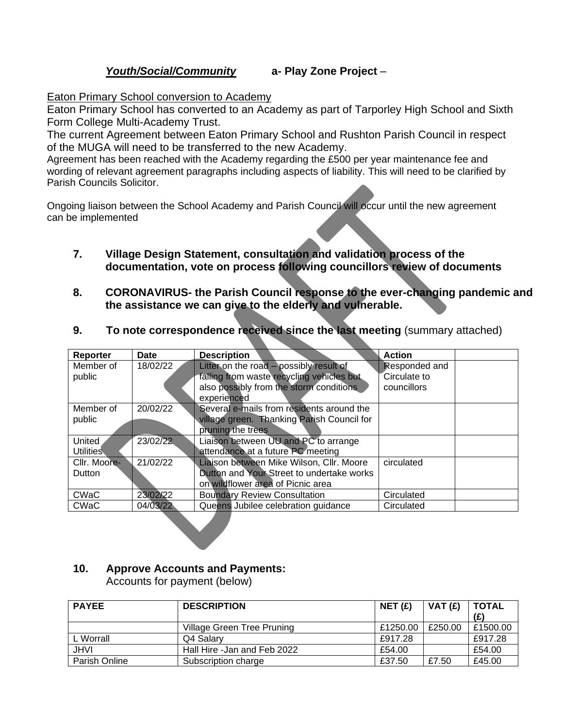***Youth/Social/Community*** **a- Play Zone Project** –

Eaton Primary School conversion to Academy

Eaton Primary School has converted to an Academy as part of Tarporley High School and Sixth Form College Multi-Academy Trust.

The current Agreement between Eaton Primary School and Rushton Parish Council in respect of the MUGA will need to be transferred to the new Academy.

Agreement has been reached with the Academy regarding the £500 per year maintenance fee and wording of relevant agreement paragraphs including aspects of liability. This will need to be clarified by Parish Councils Solicitor.

Ongoing liaison between the School Academy and Parish Council will occur until the new agreement can be implemented

**7. Village Design Statement, consultation and validation process of the documentation, vote on process following councillors review of documents**

**8. CORONAVIRUS- the Parish Council response to the ever-changing pandemic and the assistance we can give to the elderly and vulnerable.**

**9. To note correspondence received since the last meeting** (summary attached)

| Reporter | Date | Description | Action | |
|---|---|---|---|---|
| Member of public | 18/02/22 | Litter on the road – possibly result of falling from waste recycling vehicles but also possibly from the storm conditions experienced | Responded and Circulate to councillors | |
| Member of public | 20/02/22 | Several e-mails from residents around the village green. Thanking Parish Council for pruning the trees | | |
| United Utilities | 23/02/22 | Liaison between UU and PC to arrange attendance at a future PC meeting | | |
| Cllr. Moore-Dutton | 21/02/22 | Liaison between Mike Wilson, Cllr. Moore Dutton and Your Street to undertake works on wildflower area of Picnic area | circulated | |
| CWaC | 23/02/22 | Boundary Review Consultation | Circulated | |
| CWaC | 04/03/22 | Queens Jubilee celebration guidance | Circulated | |

**10. Approve Accounts and Payments:**

Accounts for payment (below)

| PAYEE | DESCRIPTION | NET (£) | VAT (£) | TOTAL (£) |
|---|---|---|---|---|
| | Village Green Tree Pruning | £1250.00 | £250.00 | £1500.00 |
| L Worrall | Q4 Salary | £917.28 | | £917.28 |
| JHVI | Hall Hire -Jan and Feb 2022 | £54.00 | | £54.00 |
| Parish Online | Subscription charge | £37.50 | £7.50 | £45.00 |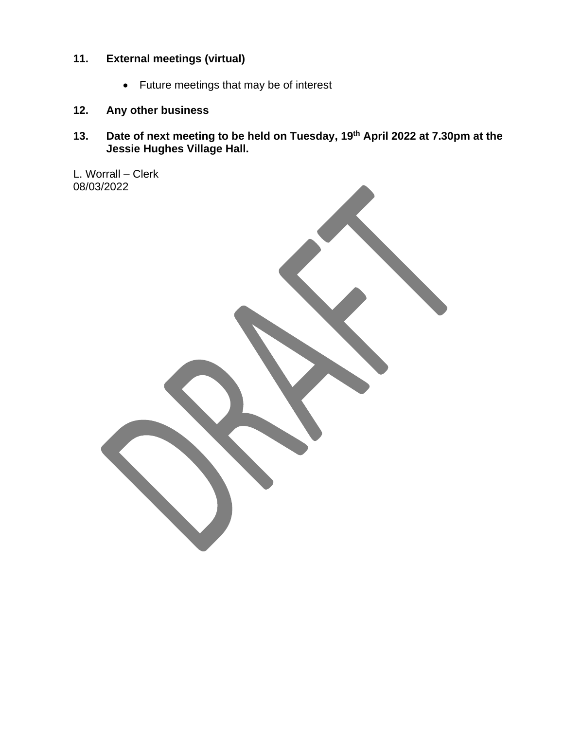**11. External meetings (virtual)**

- Future meetings that may be of interest

**12. Any other business**

**13. Date of next meeting to be held on Tuesday, 19th April 2022 at 7.30pm at the Jessie Hughes Village Hall.**

L. Worrall – Clerk
08/03/2022

DRAFT